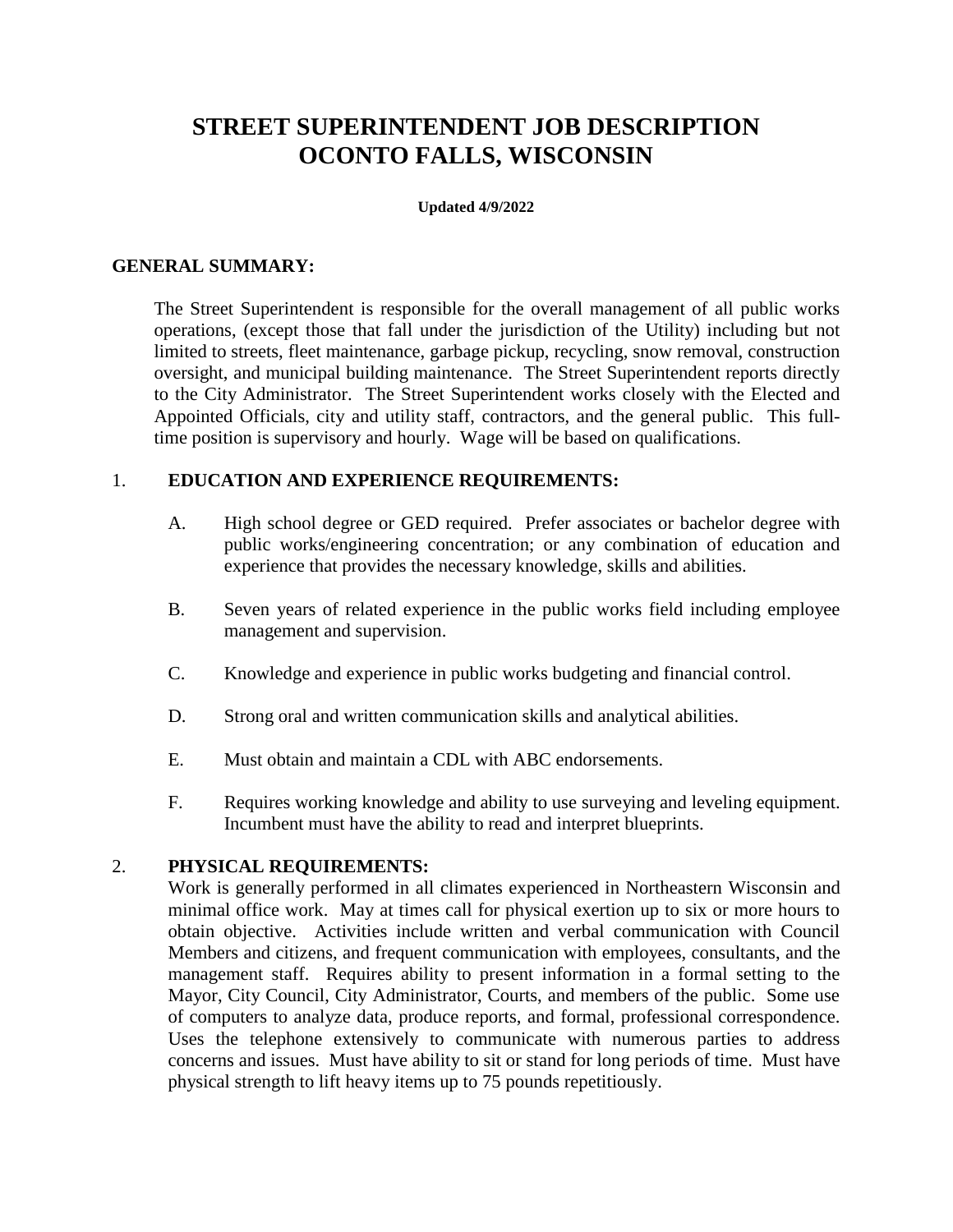# STREET SUPERINTENDENT JOB DESCRIPTION
# OCONTO FALLS, WISCONSIN

**Updated 4/9/2022**

## GENERAL SUMMARY:

The Street Superintendent is responsible for the overall management of all public works operations, (except those that fall under the jurisdiction of the Utility) including but not limited to streets, fleet maintenance, garbage pickup, recycling, snow removal, construction oversight, and municipal building maintenance. The Street Superintendent reports directly to the City Administrator. The Street Superintendent works closely with the Elected and Appointed Officials, city and utility staff, contractors, and the general public. This full-time position is supervisory and hourly. Wage will be based on qualifications.

## 1. EDUCATION AND EXPERIENCE REQUIREMENTS:

A. High school degree or GED required. Prefer associates or bachelor degree with public works/engineering concentration; or any combination of education and experience that provides the necessary knowledge, skills and abilities.

B. Seven years of related experience in the public works field including employee management and supervision.

C. Knowledge and experience in public works budgeting and financial control.

D. Strong oral and written communication skills and analytical abilities.

E. Must obtain and maintain a CDL with ABC endorsements.

F. Requires working knowledge and ability to use surveying and leveling equipment. Incumbent must have the ability to read and interpret blueprints.

## 2. PHYSICAL REQUIREMENTS:

Work is generally performed in all climates experienced in Northeastern Wisconsin and minimal office work. May at times call for physical exertion up to six or more hours to obtain objective. Activities include written and verbal communication with Council Members and citizens, and frequent communication with employees, consultants, and the management staff. Requires ability to present information in a formal setting to the Mayor, City Council, City Administrator, Courts, and members of the public. Some use of computers to analyze data, produce reports, and formal, professional correspondence. Uses the telephone extensively to communicate with numerous parties to address concerns and issues. Must have ability to sit or stand for long periods of time. Must have physical strength to lift heavy items up to 75 pounds repetitiously.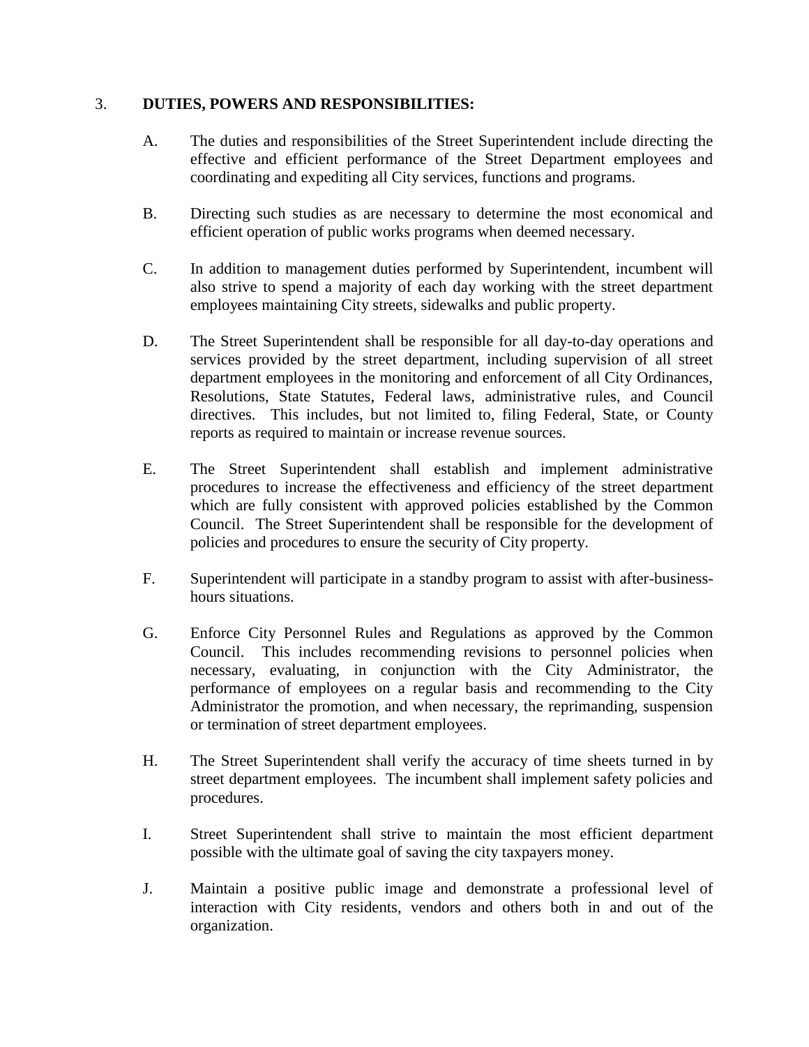3. **DUTIES, POWERS AND RESPONSIBILITIES:**

A. The duties and responsibilities of the Street Superintendent include directing the effective and efficient performance of the Street Department employees and coordinating and expediting all City services, functions and programs.

B. Directing such studies as are necessary to determine the most economical and efficient operation of public works programs when deemed necessary.

C. In addition to management duties performed by Superintendent, incumbent will also strive to spend a majority of each day working with the street department employees maintaining City streets, sidewalks and public property.

D. The Street Superintendent shall be responsible for all day-to-day operations and services provided by the street department, including supervision of all street department employees in the monitoring and enforcement of all City Ordinances, Resolutions, State Statutes, Federal laws, administrative rules, and Council directives. This includes, but not limited to, filing Federal, State, or County reports as required to maintain or increase revenue sources.

E. The Street Superintendent shall establish and implement administrative procedures to increase the effectiveness and efficiency of the street department which are fully consistent with approved policies established by the Common Council. The Street Superintendent shall be responsible for the development of policies and procedures to ensure the security of City property.

F. Superintendent will participate in a standby program to assist with after-business-hours situations.

G. Enforce City Personnel Rules and Regulations as approved by the Common Council. This includes recommending revisions to personnel policies when necessary, evaluating, in conjunction with the City Administrator, the performance of employees on a regular basis and recommending to the City Administrator the promotion, and when necessary, the reprimanding, suspension or termination of street department employees.

H. The Street Superintendent shall verify the accuracy of time sheets turned in by street department employees. The incumbent shall implement safety policies and procedures.

I. Street Superintendent shall strive to maintain the most efficient department possible with the ultimate goal of saving the city taxpayers money.

J. Maintain a positive public image and demonstrate a professional level of interaction with City residents, vendors and others both in and out of the organization.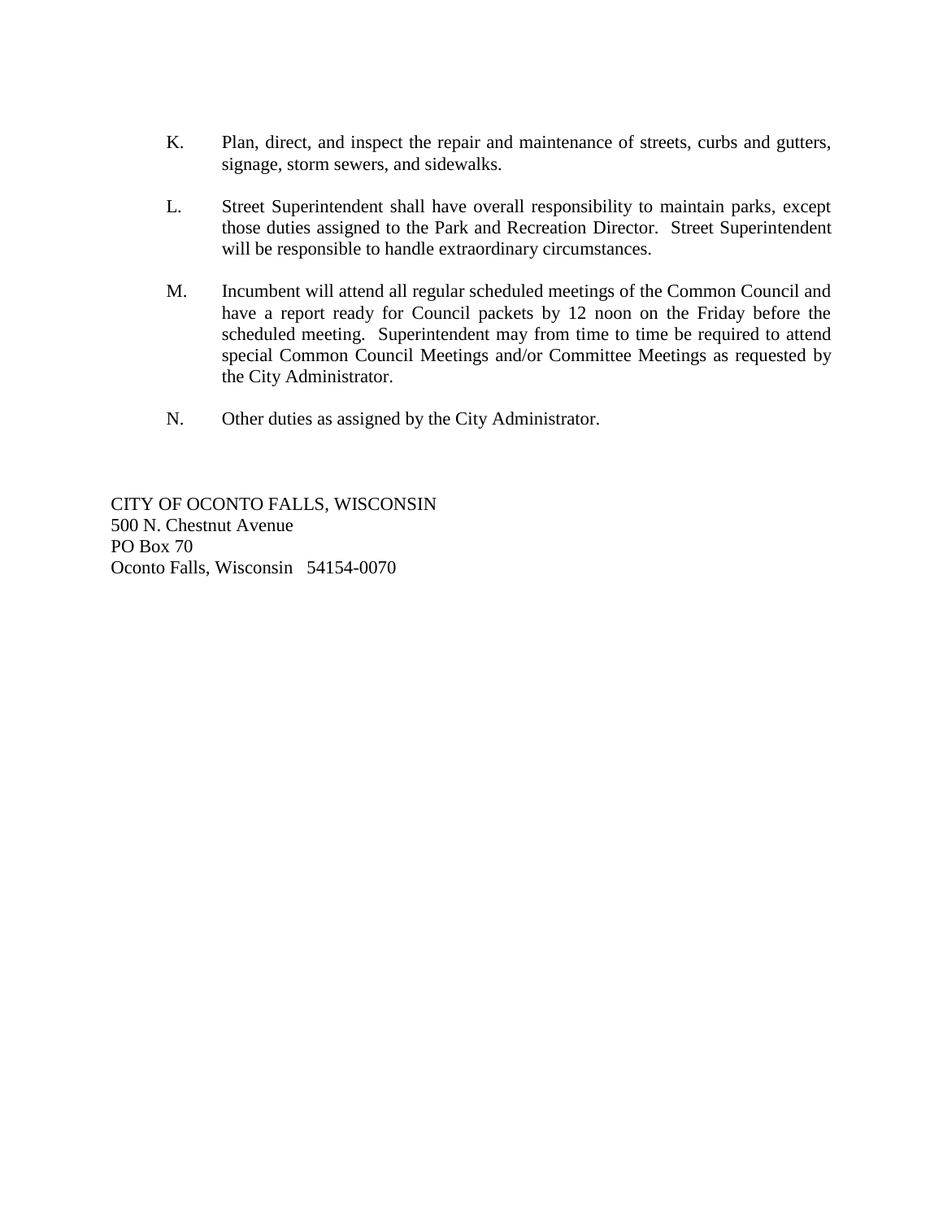K. Plan, direct, and inspect the repair and maintenance of streets, curbs and gutters, signage, storm sewers, and sidewalks.

L. Street Superintendent shall have overall responsibility to maintain parks, except those duties assigned to the Park and Recreation Director. Street Superintendent will be responsible to handle extraordinary circumstances.

M. Incumbent will attend all regular scheduled meetings of the Common Council and have a report ready for Council packets by 12 noon on the Friday before the scheduled meeting. Superintendent may from time to time be required to attend special Common Council Meetings and/or Committee Meetings as requested by the City Administrator.

N. Other duties as assigned by the City Administrator.

CITY OF OCONTO FALLS, WISCONSIN
500 N. Chestnut Avenue
PO Box 70
Oconto Falls, Wisconsin 54154-0070